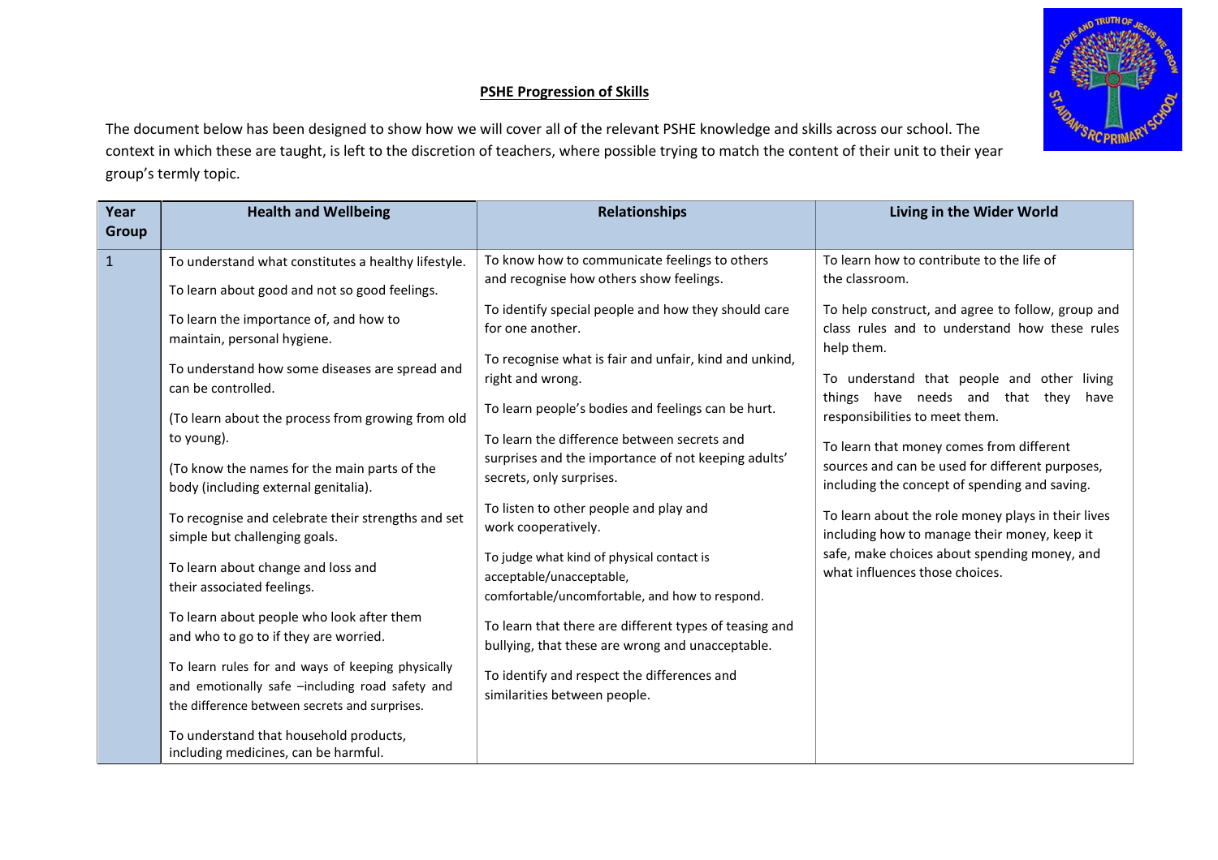## PSHE Progression of Skills

The document below has been designed to show how we will cover all of the relevant PSHE knowledge and skills across our school. The context in which these are taught, is left to the discretion of teachers, where possible trying to match the content of their unit to their year group's termly topic.

| Year Group | Health and Wellbeing | Relationships | Living in the Wider World |
|---|---|---|---|
| 1 | To understand what constitutes a healthy lifestyle.<br><br>To learn about good and not so good feelings.<br><br>To learn the importance of, and how to maintain, personal hygiene.<br><br>To understand how some diseases are spread and can be controlled.<br><br>(To learn about the process from growing from old to young).<br><br>(To know the names for the main parts of the body (including external genitalia).<br><br>To recognise and celebrate their strengths and set simple but challenging goals.<br><br>To learn about change and loss and their associated feelings.<br><br>To learn about people who look after them and who to go to if they are worried.<br><br>To learn rules for and ways of keeping physically and emotionally safe –including road safety and the difference between secrets and surprises.<br><br>To understand that household products, including medicines, can be harmful. | To know how to communicate feelings to others and recognise how others show feelings.<br><br>To identify special people and how they should care for one another.<br><br>To recognise what is fair and unfair, kind and unkind, right and wrong.<br><br>To learn people's bodies and feelings can be hurt.<br><br>To learn the difference between secrets and surprises and the importance of not keeping adults' secrets, only surprises.<br><br>To listen to other people and play and work cooperatively.<br><br>To judge what kind of physical contact is acceptable/unacceptable, comfortable/uncomfortable, and how to respond.<br><br>To learn that there are different types of teasing and bullying, that these are wrong and unacceptable.<br><br>To identify and respect the differences and similarities between people. | To learn how to contribute to the life of the classroom.<br><br>To help construct, and agree to follow, group and class rules and to understand how these rules help them.<br><br>To understand that people and other living things have needs and that they have responsibilities to meet them.<br><br>To learn that money comes from different sources and can be used for different purposes, including the concept of spending and saving.<br><br>To learn about the role money plays in their lives including how to manage their money, keep it safe, make choices about spending money, and what influences those choices. |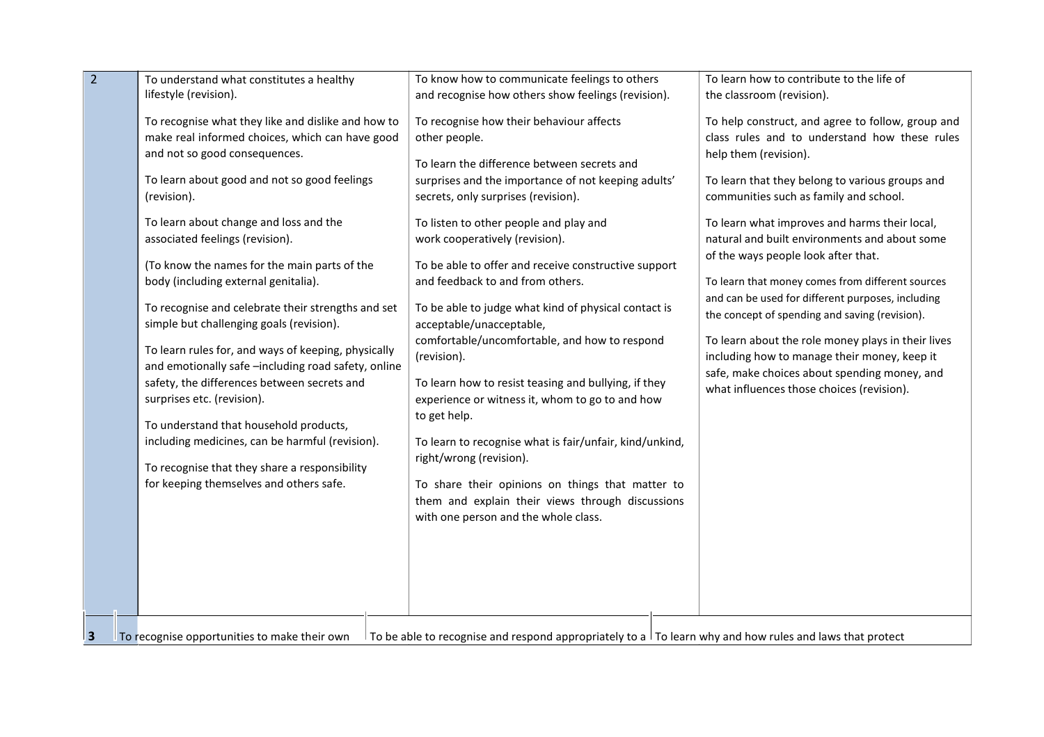| | | | |
|---|---|---|---|
| 2 | To understand what constitutes a healthy lifestyle (revision).<br><br>To recognise what they like and dislike and how to make real informed choices, which can have good and not so good consequences.<br><br>To learn about good and not so good feelings (revision).<br><br>To learn about change and loss and the associated feelings (revision).<br><br>(To know the names for the main parts of the body (including external genitalia).<br><br>To recognise and celebrate their strengths and set simple but challenging goals (revision).<br><br>To learn rules for, and ways of keeping, physically and emotionally safe –including road safety, online safety, the differences between secrets and surprises etc. (revision).<br><br>To understand that household products, including medicines, can be harmful (revision).<br><br>To recognise that they share a responsibility for keeping themselves and others safe. | To know how to communicate feelings to others and recognise how others show feelings (revision).<br><br>To recognise how their behaviour affects other people.<br><br>To learn the difference between secrets and surprises and the importance of not keeping adults' secrets, only surprises (revision).<br><br>To listen to other people and play and work cooperatively (revision).<br><br>To be able to offer and receive constructive support and feedback to and from others.<br><br>To be able to judge what kind of physical contact is acceptable/unacceptable, comfortable/uncomfortable, and how to respond (revision).<br><br>To learn how to resist teasing and bullying, if they experience or witness it, whom to go to and how to get help.<br><br>To learn to recognise what is fair/unfair, kind/unkind, right/wrong (revision).<br><br>To share their opinions on things that matter to them and explain their views through discussions with one person and the whole class. | To learn how to contribute to the life of the classroom (revision).<br><br>To help construct, and agree to follow, group and class rules and to understand how these rules help them (revision).<br><br>To learn that they belong to various groups and communities such as family and school.<br><br>To learn what improves and harms their local, natural and built environments and about some of the ways people look after that.<br><br>To learn that money comes from different sources and can be used for different purposes, including the concept of spending and saving (revision).<br><br>To learn about the role money plays in their lives including how to manage their money, keep it safe, make choices about spending money, and what influences those choices (revision). |
| 3 | To recognise opportunities to make their own | To be able to recognise and respond appropriately to a | To learn why and how rules and laws that protect |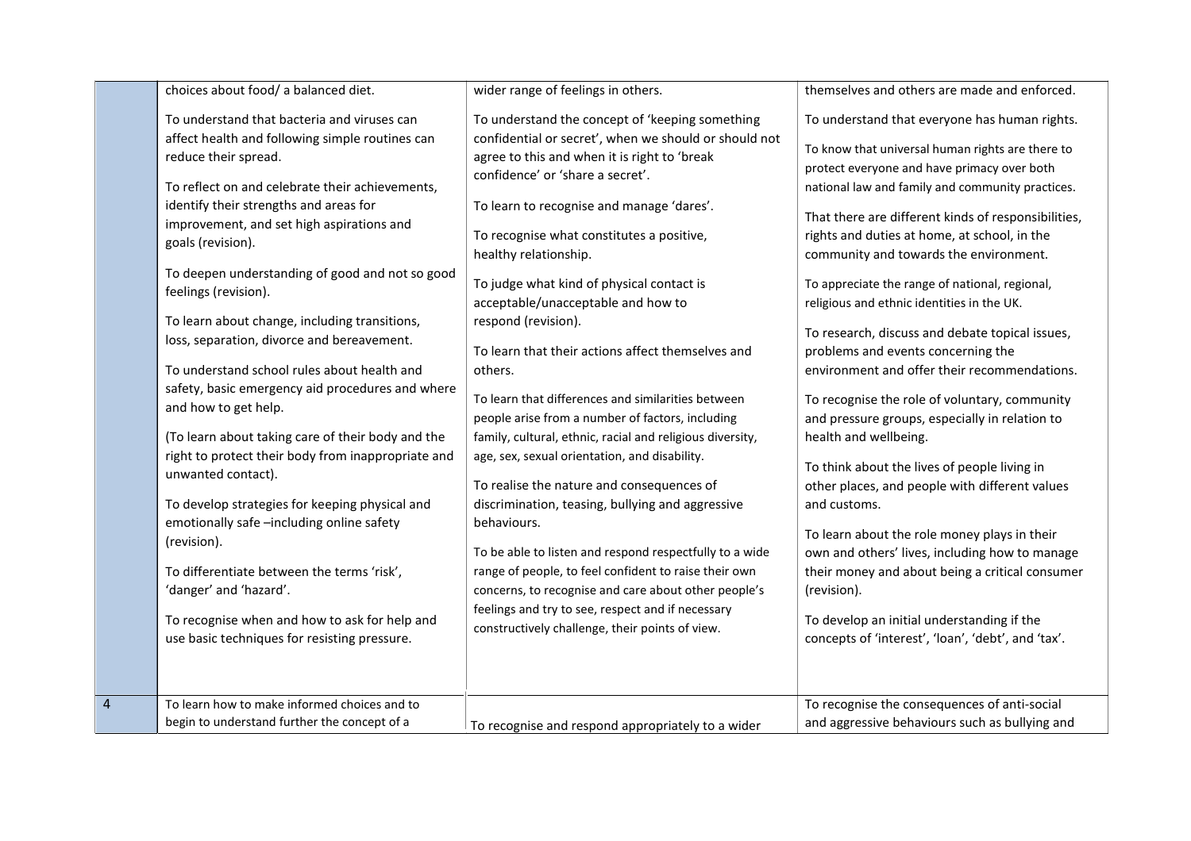| | | | |
|---|---|---|---|
| | choices about food/ a balanced diet.<br><br>To understand that bacteria and viruses can affect health and following simple routines can reduce their spread.<br><br>To reflect on and celebrate their achievements, identify their strengths and areas for improvement, and set high aspirations and goals (revision).<br><br>To deepen understanding of good and not so good feelings (revision).<br><br>To learn about change, including transitions, loss, separation, divorce and bereavement.<br><br>To understand school rules about health and safety, basic emergency aid procedures and where and how to get help.<br><br>(To learn about taking care of their body and the right to protect their body from inappropriate and unwanted contact).<br><br>To develop strategies for keeping physical and emotionally safe –including online safety (revision).<br><br>To differentiate between the terms 'risk', 'danger' and 'hazard'.<br><br>To recognise when and how to ask for help and use basic techniques for resisting pressure. | wider range of feelings in others.<br><br>To understand the concept of 'keeping something confidential or secret', when we should or should not agree to this and when it is right to 'break confidence' or 'share a secret'.<br><br>To learn to recognise and manage 'dares'.<br><br>To recognise what constitutes a positive, healthy relationship.<br><br>To judge what kind of physical contact is acceptable/unacceptable and how to respond (revision).<br><br>To learn that their actions affect themselves and others.<br><br>To learn that differences and similarities between people arise from a number of factors, including family, cultural, ethnic, racial and religious diversity, age, sex, sexual orientation, and disability.<br><br>To realise the nature and consequences of discrimination, teasing, bullying and aggressive behaviours.<br><br>To be able to listen and respond respectfully to a wide range of people, to feel confident to raise their own concerns, to recognise and care about other people's feelings and try to see, respect and if necessary constructively challenge, their points of view. | themselves and others are made and enforced.<br><br>To understand that everyone has human rights.<br><br>To know that universal human rights are there to protect everyone and have primacy over both national law and family and community practices.<br><br>That there are different kinds of responsibilities, rights and duties at home, at school, in the community and towards the environment.<br><br>To appreciate the range of national, regional, religious and ethnic identities in the UK.<br><br>To research, discuss and debate topical issues, problems and events concerning the environment and offer their recommendations.<br><br>To recognise the role of voluntary, community and pressure groups, especially in relation to health and wellbeing.<br><br>To think about the lives of people living in other places, and people with different values and customs.<br><br>To learn about the role money plays in their own and others' lives, including how to manage their money and about being a critical consumer (revision).<br><br>To develop an initial understanding if the concepts of 'interest', 'loan', 'debt', and 'tax'. |
| 4 | To learn how to make informed choices and to begin to understand further the concept of a | To recognise and respond appropriately to a wider | To recognise the consequences of anti-social and aggressive behaviours such as bullying and |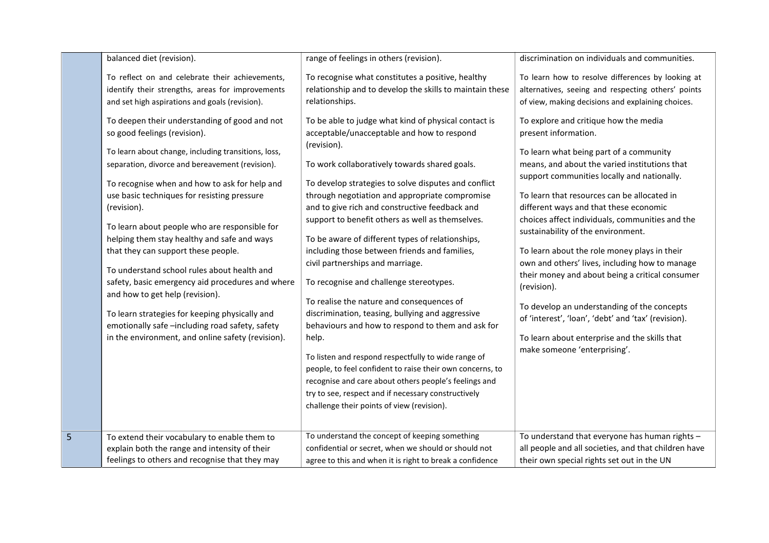| | | | |
|---|---|---|---|
| | balanced diet (revision).<br><br>To reflect on and celebrate their achievements, identify their strengths, areas for improvements and set high aspirations and goals (revision).<br><br>To deepen their understanding of good and not so good feelings (revision).<br><br>To learn about change, including transitions, loss, separation, divorce and bereavement (revision).<br><br>To recognise when and how to ask for help and use basic techniques for resisting pressure (revision).<br><br>To learn about people who are responsible for helping them stay healthy and safe and ways that they can support these people.<br><br>To understand school rules about health and safety, basic emergency aid procedures and where and how to get help (revision).<br><br>To learn strategies for keeping physically and emotionally safe –including road safety, safety in the environment, and online safety (revision). | range of feelings in others (revision).<br><br>To recognise what constitutes a positive, healthy relationship and to develop the skills to maintain these relationships.<br><br>To be able to judge what kind of physical contact is acceptable/unacceptable and how to respond (revision).<br><br>To work collaboratively towards shared goals.<br><br>To develop strategies to solve disputes and conflict through negotiation and appropriate compromise and to give rich and constructive feedback and support to benefit others as well as themselves.<br><br>To be aware of different types of relationships, including those between friends and families, civil partnerships and marriage.<br><br>To recognise and challenge stereotypes.<br><br>To realise the nature and consequences of discrimination, teasing, bullying and aggressive behaviours and how to respond to them and ask for help.<br><br>To listen and respond respectfully to wide range of people, to feel confident to raise their own concerns, to recognise and care about others people's feelings and try to see, respect and if necessary constructively challenge their points of view (revision). | discrimination on individuals and communities.<br><br>To learn how to resolve differences by looking at alternatives, seeing and respecting others' points of view, making decisions and explaining choices.<br><br>To explore and critique how the media present information.<br><br>To learn what being part of a community means, and about the varied institutions that support communities locally and nationally.<br><br>To learn that resources can be allocated in different ways and that these economic choices affect individuals, communities and the sustainability of the environment.<br><br>To learn about the role money plays in their own and others' lives, including how to manage their money and about being a critical consumer (revision).<br><br>To develop an understanding of the concepts of 'interest', 'loan', 'debt' and 'tax' (revision).<br><br>To learn about enterprise and the skills that make someone 'enterprising'. |
| 5 | To extend their vocabulary to enable them to explain both the range and intensity of their feelings to others and recognise that they may | To understand the concept of keeping something confidential or secret, when we should or should not agree to this and when it is right to break a confidence | To understand that everyone has human rights – all people and all societies, and that children have their own special rights set out in the UN |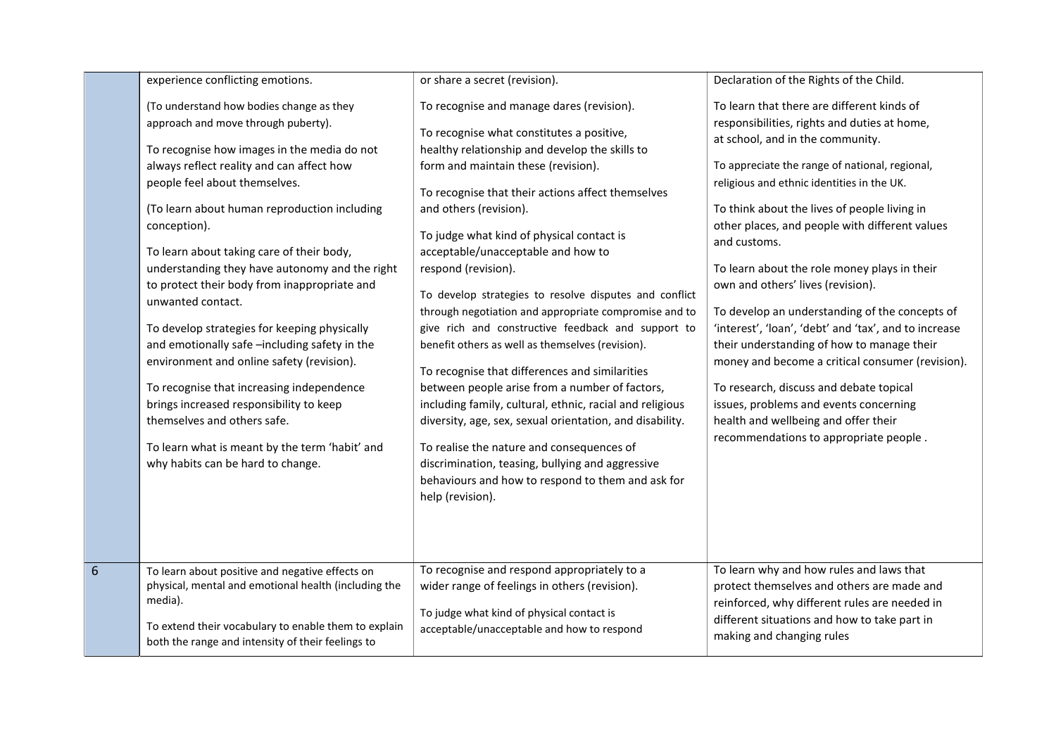|  |  |  |  |
|---|---|---|---|
|  | experience conflicting emotions.<br><br>(To understand how bodies change as they approach and move through puberty).<br><br>To recognise how images in the media do not always reflect reality and can affect how people feel about themselves.<br><br>(To learn about human reproduction including conception).<br><br>To learn about taking care of their body, understanding they have autonomy and the right to protect their body from inappropriate and unwanted contact.<br><br>To develop strategies for keeping physically and emotionally safe –including safety in the environment and online safety (revision).<br><br>To recognise that increasing independence brings increased responsibility to keep themselves and others safe.<br><br>To learn what is meant by the term 'habit' and why habits can be hard to change. | or share a secret (revision).<br><br>To recognise and manage dares (revision).<br><br>To recognise what constitutes a positive, healthy relationship and develop the skills to form and maintain these (revision).<br><br>To recognise that their actions affect themselves and others (revision).<br><br>To judge what kind of physical contact is acceptable/unacceptable and how to respond (revision).<br><br>To develop strategies to resolve disputes and conflict through negotiation and appropriate compromise and to give rich and constructive feedback and support to benefit others as well as themselves (revision).<br><br>To recognise that differences and similarities between people arise from a number of factors, including family, cultural, ethnic, racial and religious diversity, age, sex, sexual orientation, and disability.<br><br>To realise the nature and consequences of discrimination, teasing, bullying and aggressive behaviours and how to respond to them and ask for help (revision). | Declaration of the Rights of the Child.<br><br>To learn that there are different kinds of responsibilities, rights and duties at home, at school, and in the community.<br><br>To appreciate the range of national, regional, religious and ethnic identities in the UK.<br><br>To think about the lives of people living in other places, and people with different values and customs.<br><br>To learn about the role money plays in their own and others' lives (revision).<br><br>To develop an understanding of the concepts of 'interest', 'loan', 'debt' and 'tax', and to increase their understanding of how to manage their money and become a critical consumer (revision).<br><br>To research, discuss and debate topical issues, problems and events concerning health and wellbeing and offer their recommendations to appropriate people . |
| 6 | To learn about positive and negative effects on physical, mental and emotional health (including the media).<br><br>To extend their vocabulary to enable them to explain both the range and intensity of their feelings to | To recognise and respond appropriately to a wider range of feelings in others (revision).<br><br>To judge what kind of physical contact is acceptable/unacceptable and how to respond | To learn why and how rules and laws that protect themselves and others are made and reinforced, why different rules are needed in different situations and how to take part in making and changing rules |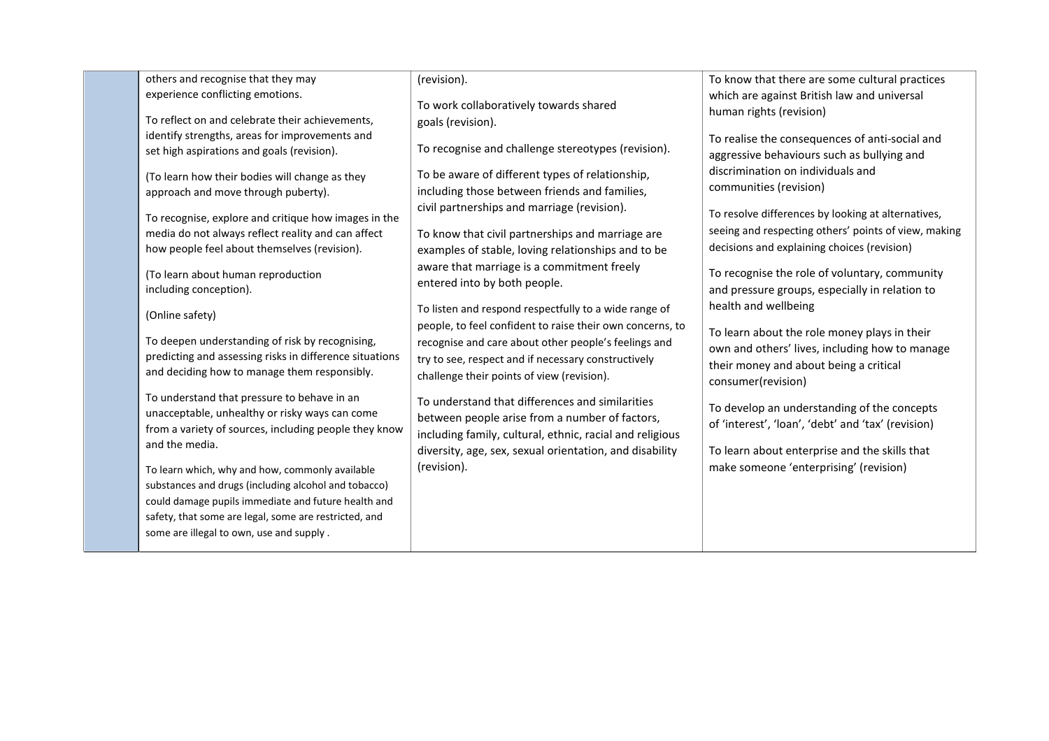| | | | |
|---|---|---|---|
| | others and recognise that they may experience conflicting emotions.<br><br>To reflect on and celebrate their achievements, identify strengths, areas for improvements and set high aspirations and goals (revision).<br><br>(To learn how their bodies will change as they approach and move through puberty).<br><br>To recognise, explore and critique how images in the media do not always reflect reality and can affect how people feel about themselves (revision).<br><br>(To learn about human reproduction including conception).<br><br>(Online safety)<br><br>To deepen understanding of risk by recognising, predicting and assessing risks in difference situations and deciding how to manage them responsibly.<br><br>To understand that pressure to behave in an unacceptable, unhealthy or risky ways can come from a variety of sources, including people they know and the media.<br><br>To learn which, why and how, commonly available substances and drugs (including alcohol and tobacco) could damage pupils immediate and future health and safety, that some are legal, some are restricted, and some are illegal to own, use and supply . | (revision).<br><br>To work collaboratively towards shared goals (revision).<br><br>To recognise and challenge stereotypes (revision).<br><br>To be aware of different types of relationship, including those between friends and families, civil partnerships and marriage (revision).<br><br>To know that civil partnerships and marriage are examples of stable, loving relationships and to be aware that marriage is a commitment freely entered into by both people.<br><br>To listen and respond respectfully to a wide range of people, to feel confident to raise their own concerns, to recognise and care about other people's feelings and try to see, respect and if necessary constructively challenge their points of view (revision).<br><br>To understand that differences and similarities between people arise from a number of factors, including family, cultural, ethnic, racial and religious diversity, age, sex, sexual orientation, and disability (revision). | To know that there are some cultural practices which are against British law and universal human rights (revision)<br><br>To realise the consequences of anti-social and aggressive behaviours such as bullying and discrimination on individuals and communities (revision)<br><br>To resolve differences by looking at alternatives, seeing and respecting others' points of view, making decisions and explaining choices (revision)<br><br>To recognise the role of voluntary, community and pressure groups, especially in relation to health and wellbeing<br><br>To learn about the role money plays in their own and others' lives, including how to manage their money and about being a critical consumer(revision)<br><br>To develop an understanding of the concepts of 'interest', 'loan', 'debt' and 'tax' (revision)<br><br>To learn about enterprise and the skills that make someone 'enterprising' (revision) |